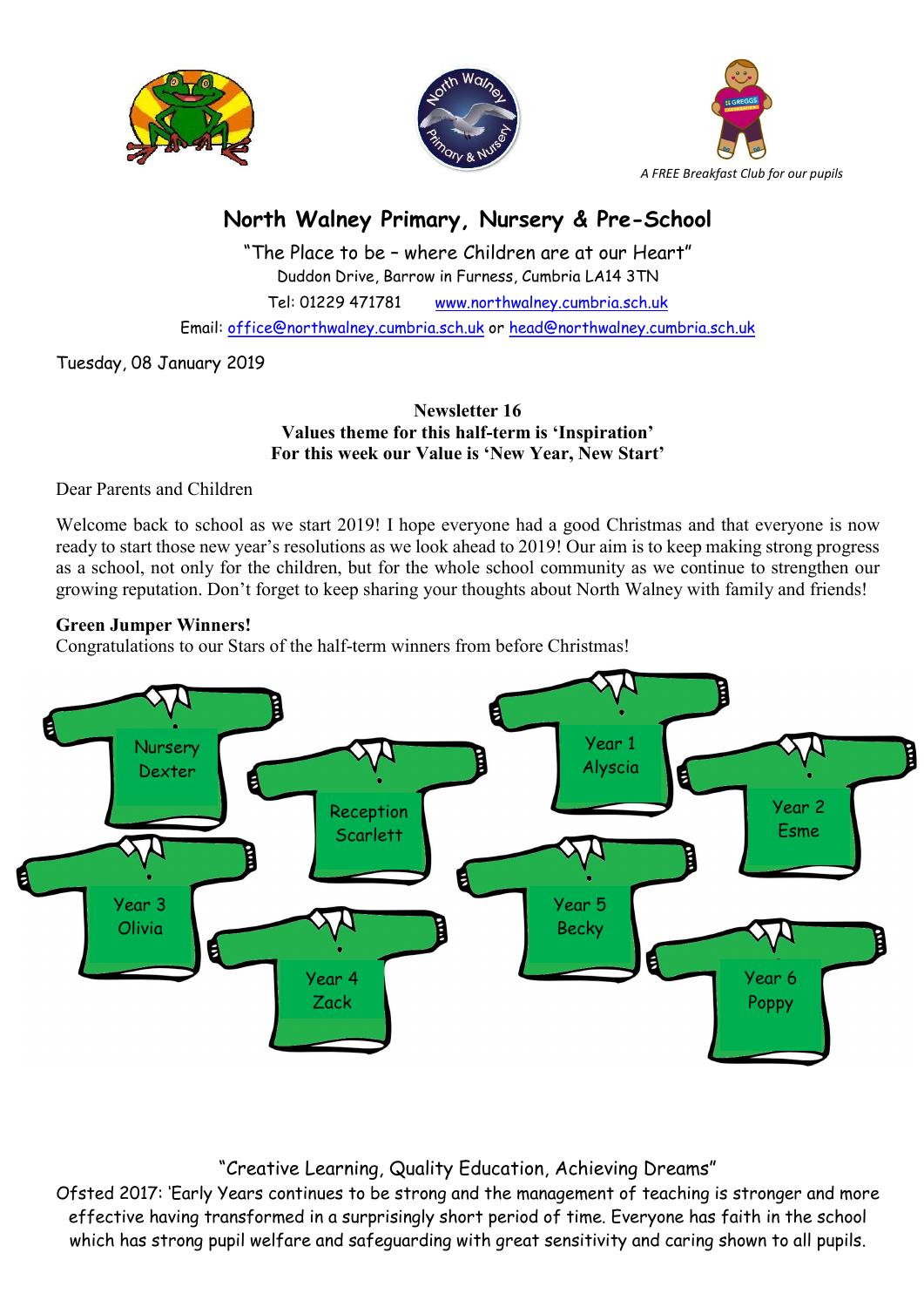*A FREE Breakfast Club for our pupils*

# North Walney Primary, Nursery & Pre-School

"The Place to be – where Children are at our Heart"

Duddon Drive, Barrow in Furness, Cumbria LA14 3TN

Tel: 01229 471781 www.northwalney.cumbria.sch.uk

Email: office@northwalney.cumbria.sch.uk or head@northwalney.cumbria.sch.uk

Tuesday, 08 January 2019

**Newsletter 16**
**Values theme for this half-term is 'Inspiration'**
**For this week our Value is 'New Year, New Start'**

Dear Parents and Children

Welcome back to school as we start 2019! I hope everyone had a good Christmas and that everyone is now ready to start those new year's resolutions as we look ahead to 2019! Our aim is to keep making strong progress as a school, not only for the children, but for the whole school community as we continue to strengthen our growing reputation. Don't forget to keep sharing your thoughts about North Walney with family and friends!

**Green Jumper Winners!**

Congratulations to our Stars of the half-term winners from before Christmas!

- Nursery – Dexter
- Reception – Scarlett
- Year 1 – Alyscia
- Year 2 – Esme
- Year 3 – Olivia
- Year 4 – Zack
- Year 5 – Becky
- Year 6 – Poppy

"Creative Learning, Quality Education, Achieving Dreams"

Ofsted 2017: 'Early Years continues to be strong and the management of teaching is stronger and more effective having transformed in a surprisingly short period of time. Everyone has faith in the school which has strong pupil welfare and safeguarding with great sensitivity and caring shown to all pupils.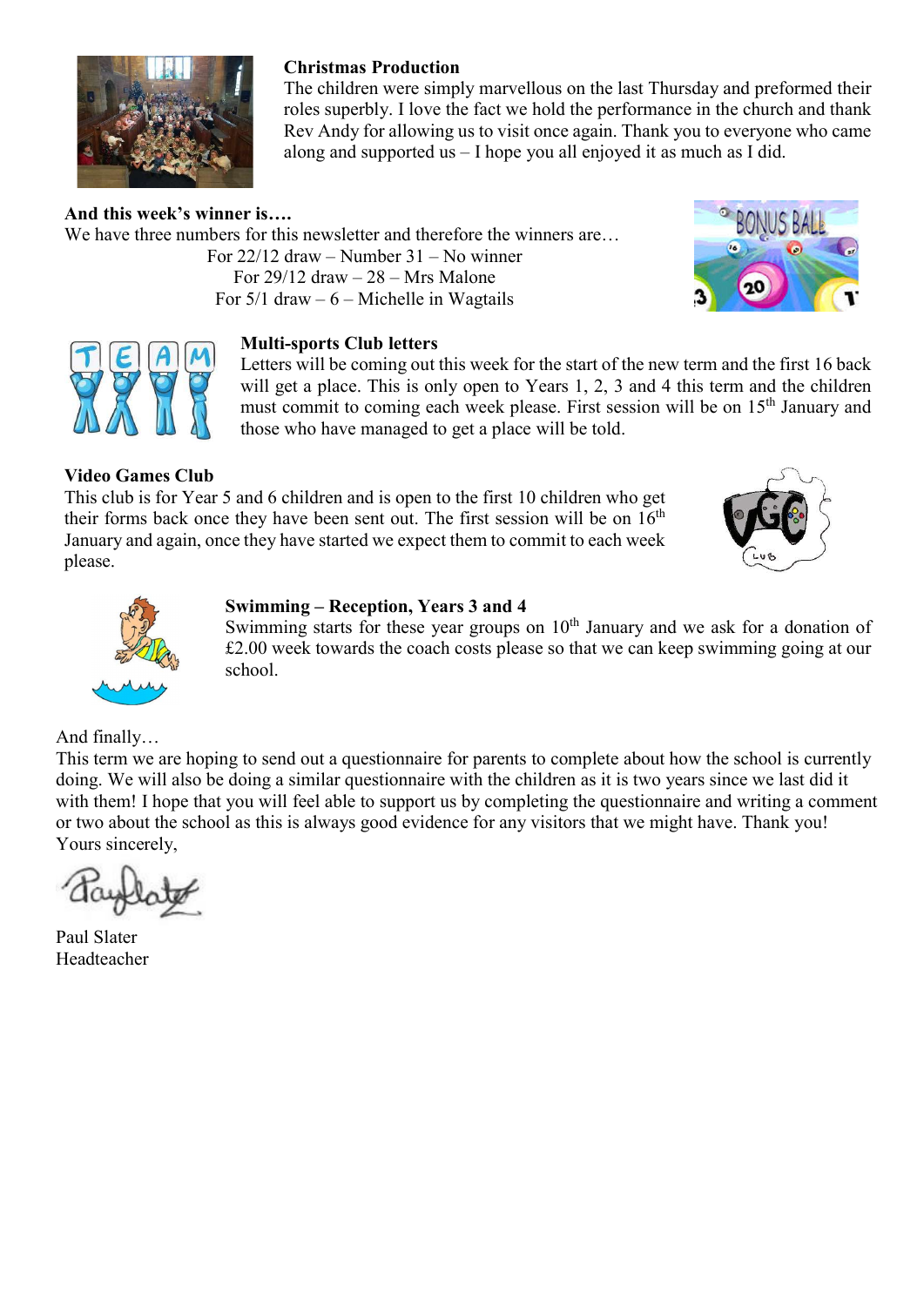**Christmas Production**

The children were simply marvellous on the last Thursday and preformed their roles superbly. I love the fact we hold the performance in the church and thank Rev Andy for allowing us to visit once again. Thank you to everyone who came along and supported us – I hope you all enjoyed it as much as I did.

**And this week's winner is….**

We have three numbers for this newsletter and therefore the winners are…

For 22/12 draw – Number 31 – No winner

For 29/12 draw – 28 – Mrs Malone

For 5/1 draw – 6 – Michelle in Wagtails

**Multi-sports Club letters**

Letters will be coming out this week for the start of the new term and the first 16 back will get a place. This is only open to Years 1, 2, 3 and 4 this term and the children must commit to coming each week please. First session will be on 15th January and those who have managed to get a place will be told.

**Video Games Club**

This club is for Year 5 and 6 children and is open to the first 10 children who get their forms back once they have been sent out. The first session will be on 16th January and again, once they have started we expect them to commit to each week please.

**Swimming – Reception, Years 3 and 4**

Swimming starts for these year groups on 10th January and we ask for a donation of £2.00 week towards the coach costs please so that we can keep swimming going at our school.

And finally…

This term we are hoping to send out a questionnaire for parents to complete about how the school is currently doing. We will also be doing a similar questionnaire with the children as it is two years since we last did it with them! I hope that you will feel able to support us by completing the questionnaire and writing a comment or two about the school as this is always good evidence for any visitors that we might have. Thank you!

Yours sincerely,

Paul Slater

Headteacher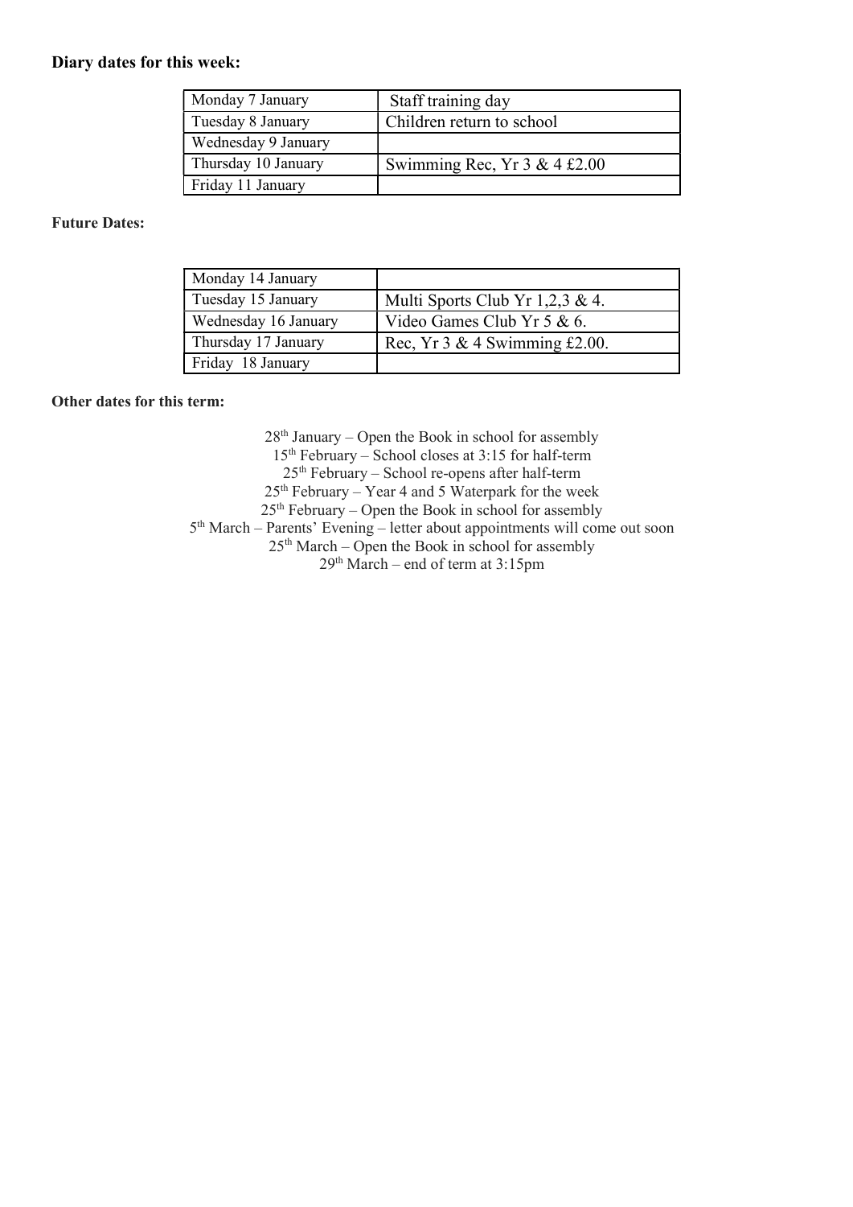**Diary dates for this week:**

| | |
|---|---|
| Monday 7 January | Staff training day |
| Tuesday 8 January | Children return to school |
| Wednesday 9 January | |
| Thursday 10 January | Swimming Rec, Yr 3 & 4 £2.00 |
| Friday 11 January | |

**Future Dates:**

| | |
|---|---|
| Monday 14 January | |
| Tuesday 15 January | Multi Sports Club Yr 1,2,3 & 4. |
| Wednesday 16 January | Video Games Club Yr 5 & 6. |
| Thursday 17 January | Rec, Yr 3 & 4 Swimming £2.00. |
| Friday 18 January | |

**Other dates for this term:**

28th January – Open the Book in school for assembly
15th February – School closes at 3:15 for half-term
25th February – School re-opens after half-term
25th February – Year 4 and 5 Waterpark for the week
25th February – Open the Book in school for assembly
5th March – Parents' Evening – letter about appointments will come out soon
25th March – Open the Book in school for assembly
29th March – end of term at 3:15pm